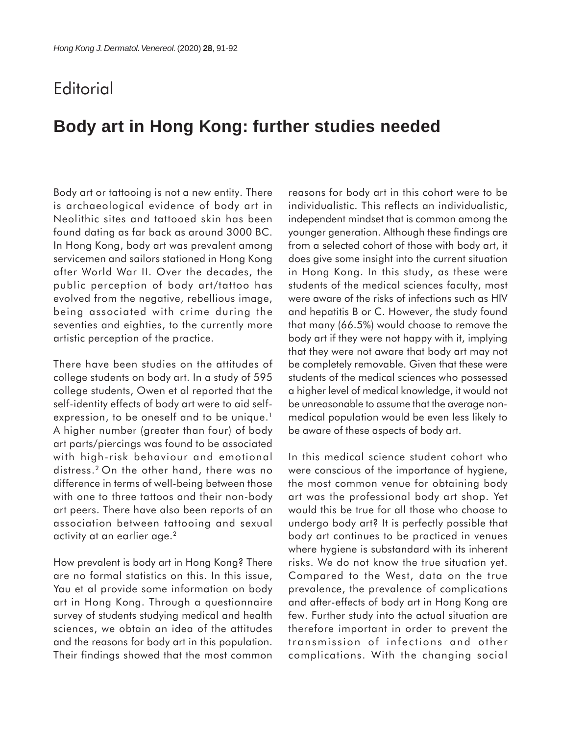# Editorial

## Body art in Hong Kong: further studies needed

Body art or tattooing is not a new entity. There is archaeological evidence of body art in Neolithic sites and tattooed skin has been found dating as far back as around 3000 BC. In Hong Kong, body art was prevalent among servicemen and sailors stationed in Hong Kong after World War II. Over the decades, the public perception of body art/tattoo has evolved from the negative, rebellious image, being associated with crime during the seventies and eighties, to the currently more artistic perception of the practice.

There have been studies on the attitudes of college students on body art. In a study of 595 college students, Owen et al reported that the self-identity effects of body art were to aid self-expression, to be oneself and to be unique.[1] A higher number (greater than four) of body art parts/piercings was found to be associated with high-risk behaviour and emotional distress.[2] On the other hand, there was no difference in terms of well-being between those with one to three tattoos and their non-body art peers. There have also been reports of an association between tattooing and sexual activity at an earlier age.[2]

How prevalent is body art in Hong Kong? There are no formal statistics on this. In this issue, Yau et al provide some information on body art in Hong Kong. Through a questionnaire survey of students studying medical and health sciences, we obtain an idea of the attitudes and the reasons for body art in this population. Their findings showed that the most common reasons for body art in this cohort were to be individualistic. This reflects an individualistic, independent mindset that is common among the younger generation. Although these findings are from a selected cohort of those with body art, it does give some insight into the current situation in Hong Kong. In this study, as these were students of the medical sciences faculty, most were aware of the risks of infections such as HIV and hepatitis B or C. However, the study found that many (66.5%) would choose to remove the body art if they were not happy with it, implying that they were not aware that body art may not be completely removable. Given that these were students of the medical sciences who possessed a higher level of medical knowledge, it would not be unreasonable to assume that the average non-medical population would be even less likely to be aware of these aspects of body art.

In this medical science student cohort who were conscious of the importance of hygiene, the most common venue for obtaining body art was the professional body art shop. Yet would this be true for all those who choose to undergo body art? It is perfectly possible that body art continues to be practiced in venues where hygiene is substandard with its inherent risks. We do not know the true situation yet. Compared to the West, data on the true prevalence, the prevalence of complications and after-effects of body art in Hong Kong are few. Further study into the actual situation are therefore important in order to prevent the transmission of infections and other complications. With the changing social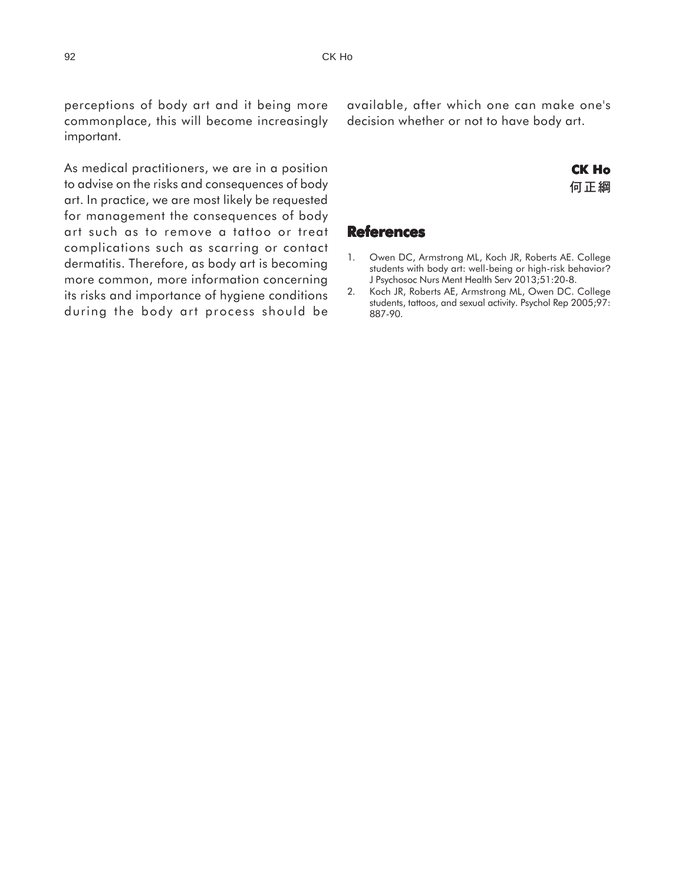perceptions of body art and it being more commonplace, this will become increasingly important.

As medical practitioners, we are in a position to advise on the risks and consequences of body art. In practice, we are most likely be requested for management the consequences of body art such as to remove a tattoo or treat complications such as scarring or contact dermatitis. Therefore, as body art is becoming more common, more information concerning its risks and importance of hygiene conditions during the body art process should be available, after which one can make one's decision whether or not to have body art.

**CK Ho**
**何正綱**

## References

1. Owen DC, Armstrong ML, Koch JR, Roberts AE. College students with body art: well-being or high-risk behavior? J Psychosoc Nurs Ment Health Serv 2013;51:20-8.
2. Koch JR, Roberts AE, Armstrong ML, Owen DC. College students, tattoos, and sexual activity. Psychol Rep 2005;97:887-90.